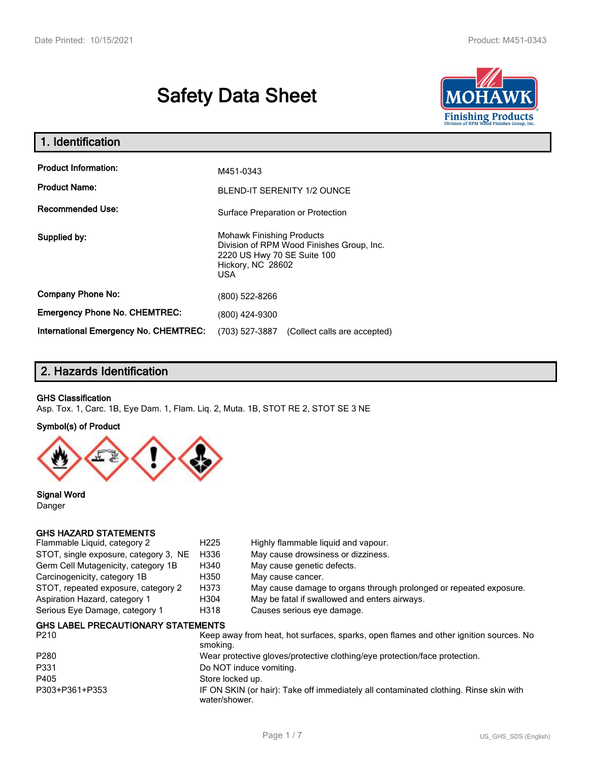# Safety Data Sheet

## 1. Identification

| | |
|---|---|
| **Product Information:** | M451-0343 |
| **Product Name:** | BLEND-IT SERENITY 1/2 OUNCE |
| **Recommended Use:** | Surface Preparation or Protection |
| **Supplied by:** | Mohawk Finishing Products<br>Division of RPM Wood Finishes Group, Inc.<br>2220 US Hwy 70 SE Suite 100<br>Hickory, NC 28602<br>USA |
| **Company Phone No:** | (800) 522-8266 |
| **Emergency Phone No. CHEMTREC:** | (800) 424-9300 |
| **International Emergency No. CHEMTREC:** | (703) 527-3887 (Collect calls are accepted) |

## 2. Hazards Identification

**GHS Classification**

Asp. Tox. 1, Carc. 1B, Eye Dam. 1, Flam. Liq. 2, Muta. 1B, STOT RE 2, STOT SE 3 NE

**Symbol(s) of Product**

**Signal Word**

Danger

**GHS HAZARD STATEMENTS**

| | | |
|---|---|---|
| Flammable Liquid, category 2 | H225 | Highly flammable liquid and vapour. |
| STOT, single exposure, category 3, NE | H336 | May cause drowsiness or dizziness. |
| Germ Cell Mutagenicity, category 1B | H340 | May cause genetic defects. |
| Carcinogenicity, category 1B | H350 | May cause cancer. |
| STOT, repeated exposure, category 2 | H373 | May cause damage to organs through prolonged or repeated exposure. |
| Aspiration Hazard, category 1 | H304 | May be fatal if swallowed and enters airways. |
| Serious Eye Damage, category 1 | H318 | Causes serious eye damage. |

**GHS LABEL PRECAUTIONARY STATEMENTS**

| | |
|---|---|
| P210 | Keep away from heat, hot surfaces, sparks, open flames and other ignition sources. No smoking. |
| P280 | Wear protective gloves/protective clothing/eye protection/face protection. |
| P331 | Do NOT induce vomiting. |
| P405 | Store locked up. |
| P303+P361+P353 | IF ON SKIN (or hair): Take off immediately all contaminated clothing. Rinse skin with water/shower. |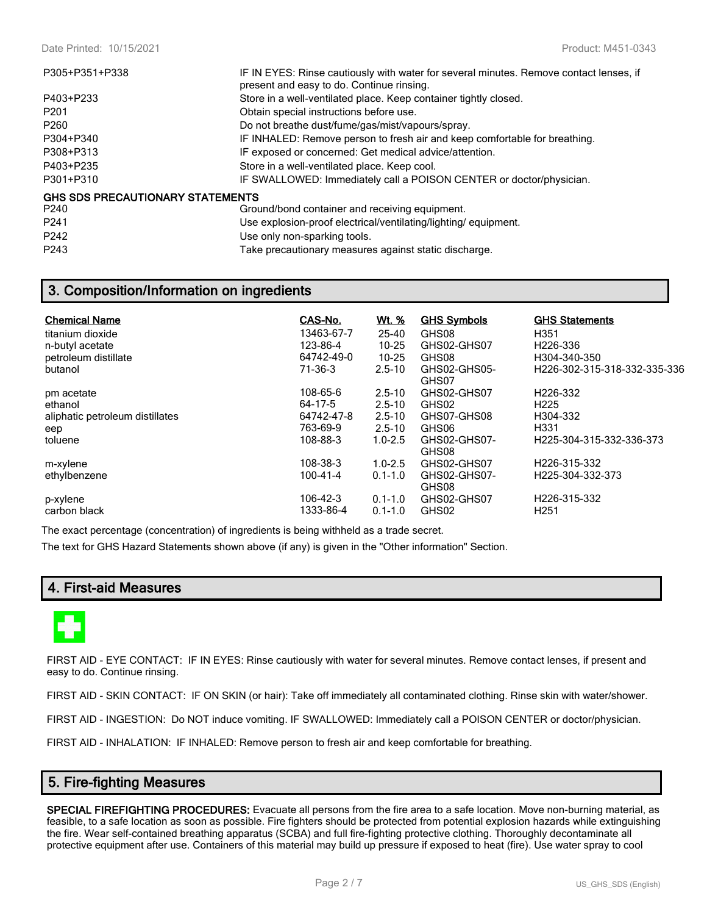| | |
|---|---|
| P305+P351+P338 | IF IN EYES: Rinse cautiously with water for several minutes. Remove contact lenses, if present and easy to do. Continue rinsing. |
| P403+P233 | Store in a well-ventilated place. Keep container tightly closed. |
| P201 | Obtain special instructions before use. |
| P260 | Do not breathe dust/fume/gas/mist/vapours/spray. |
| P304+P340 | IF INHALED: Remove person to fresh air and keep comfortable for breathing. |
| P308+P313 | IF exposed or concerned: Get medical advice/attention. |
| P403+P235 | Store in a well-ventilated place. Keep cool. |
| P301+P310 | IF SWALLOWED: Immediately call a POISON CENTER or doctor/physician. |

**GHS SDS PRECAUTIONARY STATEMENTS**

| | |
|---|---|
| P240 | Ground/bond container and receiving equipment. |
| P241 | Use explosion-proof electrical/ventilating/lighting/ equipment. |
| P242 | Use only non-sparking tools. |
| P243 | Take precautionary measures against static discharge. |

## 3. Composition/Information on ingredients

| Chemical Name | CAS-No. | Wt. % | GHS Symbols | GHS Statements |
|---|---|---|---|---|
| titanium dioxide | 13463-67-7 | 25-40 | GHS08 | H351 |
| n-butyl acetate | 123-86-4 | 10-25 | GHS02-GHS07 | H226-336 |
| petroleum distillate | 64742-49-0 | 10-25 | GHS08 | H304-340-350 |
| butanol | 71-36-3 | 2.5-10 | GHS02-GHS05-GHS07 | H226-302-315-318-332-335-336 |
| pm acetate | 108-65-6 | 2.5-10 | GHS02-GHS07 | H226-332 |
| ethanol | 64-17-5 | 2.5-10 | GHS02 | H225 |
| aliphatic petroleum distillates | 64742-47-8 | 2.5-10 | GHS07-GHS08 | H304-332 |
| eep | 763-69-9 | 2.5-10 | GHS06 | H331 |
| toluene | 108-88-3 | 1.0-2.5 | GHS02-GHS07-GHS08 | H225-304-315-332-336-373 |
| m-xylene | 108-38-3 | 1.0-2.5 | GHS02-GHS07 | H226-315-332 |
| ethylbenzene | 100-41-4 | 0.1-1.0 | GHS02-GHS07-GHS08 | H225-304-332-373 |
| p-xylene | 106-42-3 | 0.1-1.0 | GHS02-GHS07 | H226-315-332 |
| carbon black | 1333-86-4 | 0.1-1.0 | GHS02 | H251 |

The exact percentage (concentration) of ingredients is being withheld as a trade secret.

The text for GHS Hazard Statements shown above (if any) is given in the "Other information" Section.

## 4. First-aid Measures

FIRST AID - EYE CONTACT: IF IN EYES: Rinse cautiously with water for several minutes. Remove contact lenses, if present and easy to do. Continue rinsing.

FIRST AID - SKIN CONTACT: IF ON SKIN (or hair): Take off immediately all contaminated clothing. Rinse skin with water/shower.

FIRST AID - INGESTION: Do NOT induce vomiting. IF SWALLOWED: Immediately call a POISON CENTER or doctor/physician.

FIRST AID - INHALATION: IF INHALED: Remove person to fresh air and keep comfortable for breathing.

## 5. Fire-fighting Measures

**SPECIAL FIREFIGHTING PROCEDURES:** Evacuate all persons from the fire area to a safe location. Move non-burning material, as feasible, to a safe location as soon as possible. Fire fighters should be protected from potential explosion hazards while extinguishing the fire. Wear self-contained breathing apparatus (SCBA) and full fire-fighting protective clothing. Thoroughly decontaminate all protective equipment after use. Containers of this material may build up pressure if exposed to heat (fire). Use water spray to cool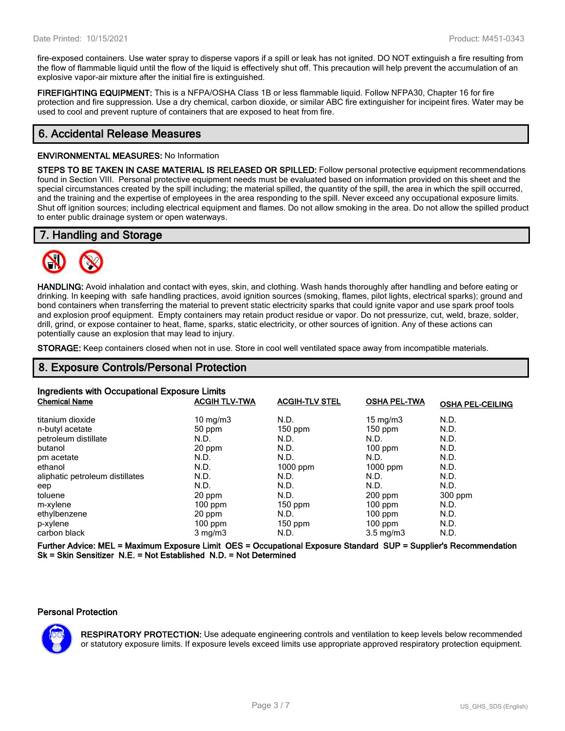fire-exposed containers. Use water spray to disperse vapors if a spill or leak has not ignited. DO NOT extinguish a fire resulting from the flow of flammable liquid until the flow of the liquid is effectively shut off. This precaution will help prevent the accumulation of an explosive vapor-air mixture after the initial fire is extinguished.

**FIREFIGHTING EQUIPMENT:** This is a NFPA/OSHA Class 1B or less flammable liquid. Follow NFPA30, Chapter 16 for fire protection and fire suppression. Use a dry chemical, carbon dioxide, or similar ABC fire extinguisher for incipeint fires. Water may be used to cool and prevent rupture of containers that are exposed to heat from fire.

## 6. Accidental Release Measures

**ENVIRONMENTAL MEASURES:** No Information

**STEPS TO BE TAKEN IN CASE MATERIAL IS RELEASED OR SPILLED:** Follow personal protective equipment recommendations found in Section VIII. Personal protective equipment needs must be evaluated based on information provided on this sheet and the special circumstances created by the spill including; the material spilled, the quantity of the spill, the area in which the spill occurred, and the training and the expertise of employees in the area responding to the spill. Never exceed any occupational exposure limits. Shut off ignition sources; including electrical equipment and flames. Do not allow smoking in the area. Do not allow the spilled product to enter public drainage system or open waterways.

## 7. Handling and Storage

**HANDLING:** Avoid inhalation and contact with eyes, skin, and clothing. Wash hands thoroughly after handling and before eating or drinking. In keeping with safe handling practices, avoid ignition sources (smoking, flames, pilot lights, electrical sparks); ground and bond containers when transferring the material to prevent static electricity sparks that could ignite vapor and use spark proof tools and explosion proof equipment. Empty containers may retain product residue or vapor. Do not pressurize, cut, weld, braze, solder, drill, grind, or expose container to heat, flame, sparks, static electricity, or other sources of ignition. Any of these actions can potentially cause an explosion that may lead to injury.

**STORAGE:** Keep containers closed when not in use. Store in cool well ventilated space away from incompatible materials.

## 8. Exposure Controls/Personal Protection

**Ingredients with Occupational Exposure Limits**

| Chemical Name | ACGIH TLV-TWA | ACGIH-TLV STEL | OSHA PEL-TWA | OSHA PEL-CEILING |
|---|---|---|---|---|
| titanium dioxide | 10 mg/m3 | N.D. | 15 mg/m3 | N.D. |
| n-butyl acetate | 50 ppm | 150 ppm | 150 ppm | N.D. |
| petroleum distillate | N.D. | N.D. | N.D. | N.D. |
| butanol | 20 ppm | N.D. | 100 ppm | N.D. |
| pm acetate | N.D. | N.D. | N.D. | N.D. |
| ethanol | N.D. | 1000 ppm | 1000 ppm | N.D. |
| aliphatic petroleum distillates | N.D. | N.D. | N.D. | N.D. |
| eep | N.D. | N.D. | N.D. | N.D. |
| toluene | 20 ppm | N.D. | 200 ppm | 300 ppm |
| m-xylene | 100 ppm | 150 ppm | 100 ppm | N.D. |
| ethylbenzene | 20 ppm | N.D. | 100 ppm | N.D. |
| p-xylene | 100 ppm | 150 ppm | 100 ppm | N.D. |
| carbon black | 3 mg/m3 | N.D. | 3.5 mg/m3 | N.D. |

**Further Advice: MEL = Maximum Exposure Limit OES = Occupational Exposure Standard SUP = Supplier's Recommendation Sk = Skin Sensitizer N.E. = Not Established N.D. = Not Determined**

### Personal Protection

**RESPIRATORY PROTECTION:** Use adequate engineering controls and ventilation to keep levels below recommended or statutory exposure limits. If exposure levels exceed limits use appropriate approved respiratory protection equipment.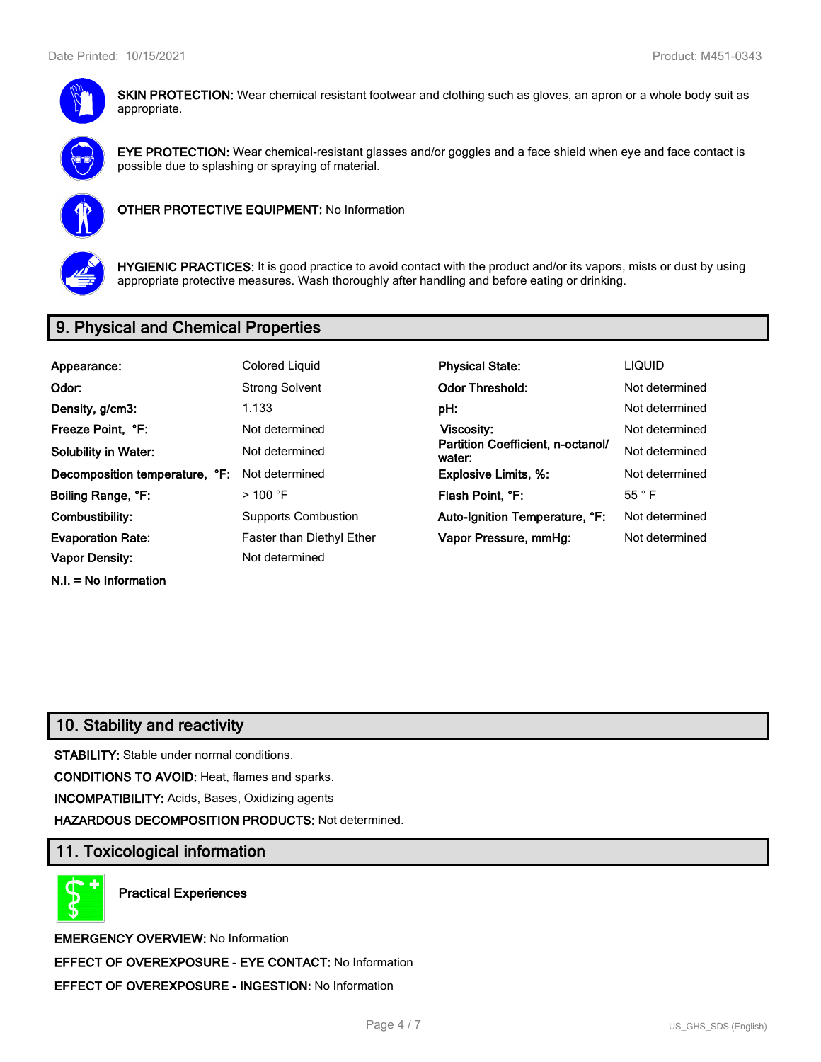**SKIN PROTECTION:** Wear chemical resistant footwear and clothing such as gloves, an apron or a whole body suit as appropriate.

**EYE PROTECTION:** Wear chemical-resistant glasses and/or goggles and a face shield when eye and face contact is possible due to splashing or spraying of material.

**OTHER PROTECTIVE EQUIPMENT:** No Information

**HYGIENIC PRACTICES:** It is good practice to avoid contact with the product and/or its vapors, mists or dust by using appropriate protective measures. Wash thoroughly after handling and before eating or drinking.

## 9. Physical and Chemical Properties

| | | | |
|---|---|---|---|
| **Appearance:** | Colored Liquid | **Physical State:** | LIQUID |
| **Odor:** | Strong Solvent | **Odor Threshold:** | Not determined |
| **Density, g/cm3:** | 1.133 | **pH:** | Not determined |
| **Freeze Point, °F:** | Not determined | **Viscosity:** | Not determined |
| **Solubility in Water:** | Not determined | **Partition Coefficient, n-octanol/ water:** | Not determined |
| **Decomposition temperature, °F:** | Not determined | **Explosive Limits, %:** | Not determined |
| **Boiling Range, °F:** | > 100 °F | **Flash Point, °F:** | 55 ° F |
| **Combustibility:** | Supports Combustion | **Auto-Ignition Temperature, °F:** | Not determined |
| **Evaporation Rate:** | Faster than Diethyl Ether | **Vapor Pressure, mmHg:** | Not determined |
| **Vapor Density:** | Not determined | | |

**N.I. = No Information**

## 10. Stability and reactivity

**STABILITY:** Stable under normal conditions.

**CONDITIONS TO AVOID:** Heat, flames and sparks.

**INCOMPATIBILITY:** Acids, Bases, Oxidizing agents

**HAZARDOUS DECOMPOSITION PRODUCTS:** Not determined.

## 11. Toxicological information

**Practical Experiences**

**EMERGENCY OVERVIEW:** No Information

**EFFECT OF OVEREXPOSURE - EYE CONTACT:** No Information

**EFFECT OF OVEREXPOSURE - INGESTION:** No Information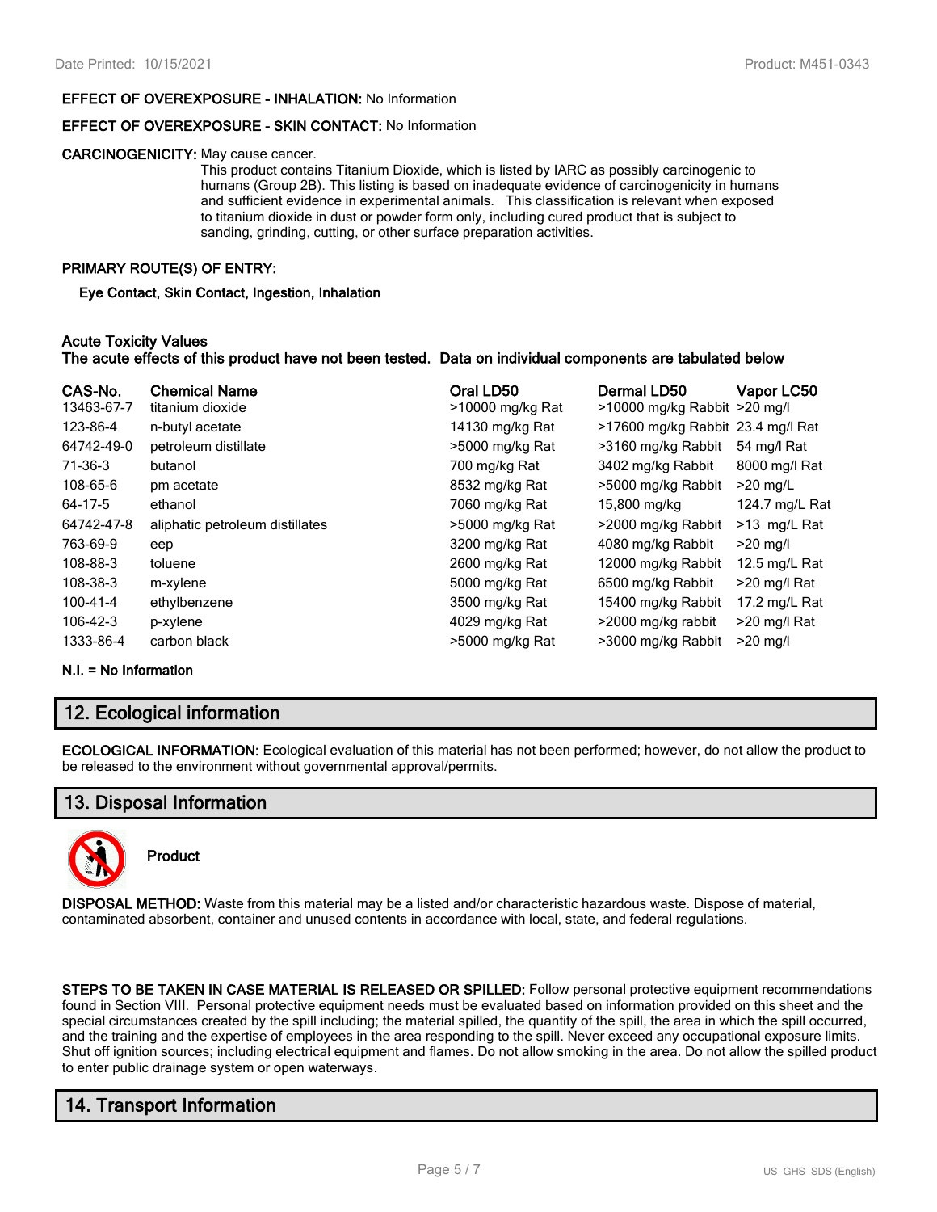**EFFECT OF OVEREXPOSURE - INHALATION:** No Information

**EFFECT OF OVEREXPOSURE - SKIN CONTACT:** No Information

**CARCINOGENICITY:** May cause cancer.
This product contains Titanium Dioxide, which is listed by IARC as possibly carcinogenic to humans (Group 2B). This listing is based on inadequate evidence of carcinogenicity in humans and sufficient evidence in experimental animals. This classification is relevant when exposed to titanium dioxide in dust or powder form only, including cured product that is subject to sanding, grinding, cutting, or other surface preparation activities.

**PRIMARY ROUTE(S) OF ENTRY:**

**Eye Contact, Skin Contact, Ingestion, Inhalation**

**Acute Toxicity Values**
**The acute effects of this product have not been tested. Data on individual components are tabulated below**

| CAS-No. | Chemical Name | Oral LD50 | Dermal LD50 | Vapor LC50 |
|---|---|---|---|---|
| 13463-67-7 | titanium dioxide | >10000 mg/kg Rat | >10000 mg/kg Rabbit | >20 mg/l |
| 123-86-4 | n-butyl acetate | 14130 mg/kg Rat | >17600 mg/kg Rabbit | 23.4 mg/l Rat |
| 64742-49-0 | petroleum distillate | >5000 mg/kg Rat | >3160 mg/kg Rabbit | 54 mg/l Rat |
| 71-36-3 | butanol | 700 mg/kg Rat | 3402 mg/kg Rabbit | 8000 mg/l Rat |
| 108-65-6 | pm acetate | 8532 mg/kg Rat | >5000 mg/kg Rabbit | >20 mg/L |
| 64-17-5 | ethanol | 7060 mg/kg Rat | 15,800 mg/kg | 124.7 mg/L Rat |
| 64742-47-8 | aliphatic petroleum distillates | >5000 mg/kg Rat | >2000 mg/kg Rabbit | >13 mg/L Rat |
| 763-69-9 | eep | 3200 mg/kg Rat | 4080 mg/kg Rabbit | >20 mg/l |
| 108-88-3 | toluene | 2600 mg/kg Rat | 12000 mg/kg Rabbit | 12.5 mg/L Rat |
| 108-38-3 | m-xylene | 5000 mg/kg Rat | 6500 mg/kg Rabbit | >20 mg/l Rat |
| 100-41-4 | ethylbenzene | 3500 mg/kg Rat | 15400 mg/kg Rabbit | 17.2 mg/L Rat |
| 106-42-3 | p-xylene | 4029 mg/kg Rat | >2000 mg/kg rabbit | >20 mg/l Rat |
| 1333-86-4 | carbon black | >5000 mg/kg Rat | >3000 mg/kg Rabbit | >20 mg/l |

**N.I. = No Information**

## 12. Ecological information

**ECOLOGICAL INFORMATION:** Ecological evaluation of this material has not been performed; however, do not allow the product to be released to the environment without governmental approval/permits.

## 13. Disposal Information

**Product**

**DISPOSAL METHOD:** Waste from this material may be a listed and/or characteristic hazardous waste. Dispose of material, contaminated absorbent, container and unused contents in accordance with local, state, and federal regulations.

**STEPS TO BE TAKEN IN CASE MATERIAL IS RELEASED OR SPILLED:** Follow personal protective equipment recommendations found in Section VIII. Personal protective equipment needs must be evaluated based on information provided on this sheet and the special circumstances created by the spill including; the material spilled, the quantity of the spill, the area in which the spill occurred, and the training and the expertise of employees in the area responding to the spill. Never exceed any occupational exposure limits. Shut off ignition sources; including electrical equipment and flames. Do not allow smoking in the area. Do not allow the spilled product to enter public drainage system or open waterways.

## 14. Transport Information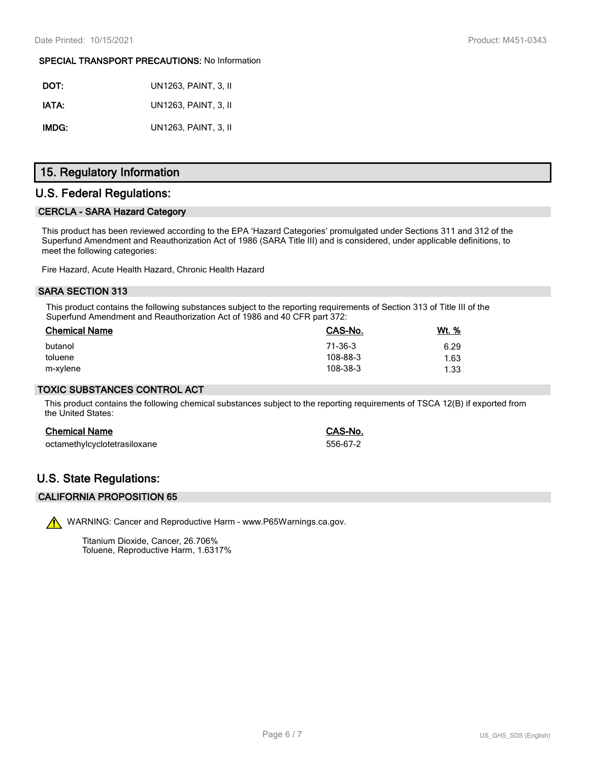**SPECIAL TRANSPORT PRECAUTIONS:** No Information

**DOT:** UN1263, PAINT, 3, II

**IATA:** UN1263, PAINT, 3, II

**IMDG:** UN1263, PAINT, 3, II

# 15. Regulatory Information

## U.S. Federal Regulations:

### CERCLA - SARA Hazard Category

This product has been reviewed according to the EPA 'Hazard Categories' promulgated under Sections 311 and 312 of the Superfund Amendment and Reauthorization Act of 1986 (SARA Title III) and is considered, under applicable definitions, to meet the following categories:

Fire Hazard, Acute Health Hazard, Chronic Health Hazard

### SARA SECTION 313

This product contains the following substances subject to the reporting requirements of Section 313 of Title III of the Superfund Amendment and Reauthorization Act of 1986 and 40 CFR part 372:

| Chemical Name | CAS-No. | Wt. % |
|---|---|---|
| butanol | 71-36-3 | 6.29 |
| toluene | 108-88-3 | 1.63 |
| m-xylene | 108-38-3 | 1.33 |

### TOXIC SUBSTANCES CONTROL ACT

This product contains the following chemical substances subject to the reporting requirements of TSCA 12(B) if exported from the United States:

| Chemical Name | CAS-No. |
|---|---|
| octamethylcyclotetrasiloxane | 556-67-2 |

## U.S. State Regulations:

### CALIFORNIA PROPOSITION 65

WARNING: Cancer and Reproductive Harm - www.P65Warnings.ca.gov.

Titanium Dioxide, Cancer, 26.706%
Toluene, Reproductive Harm, 1.6317%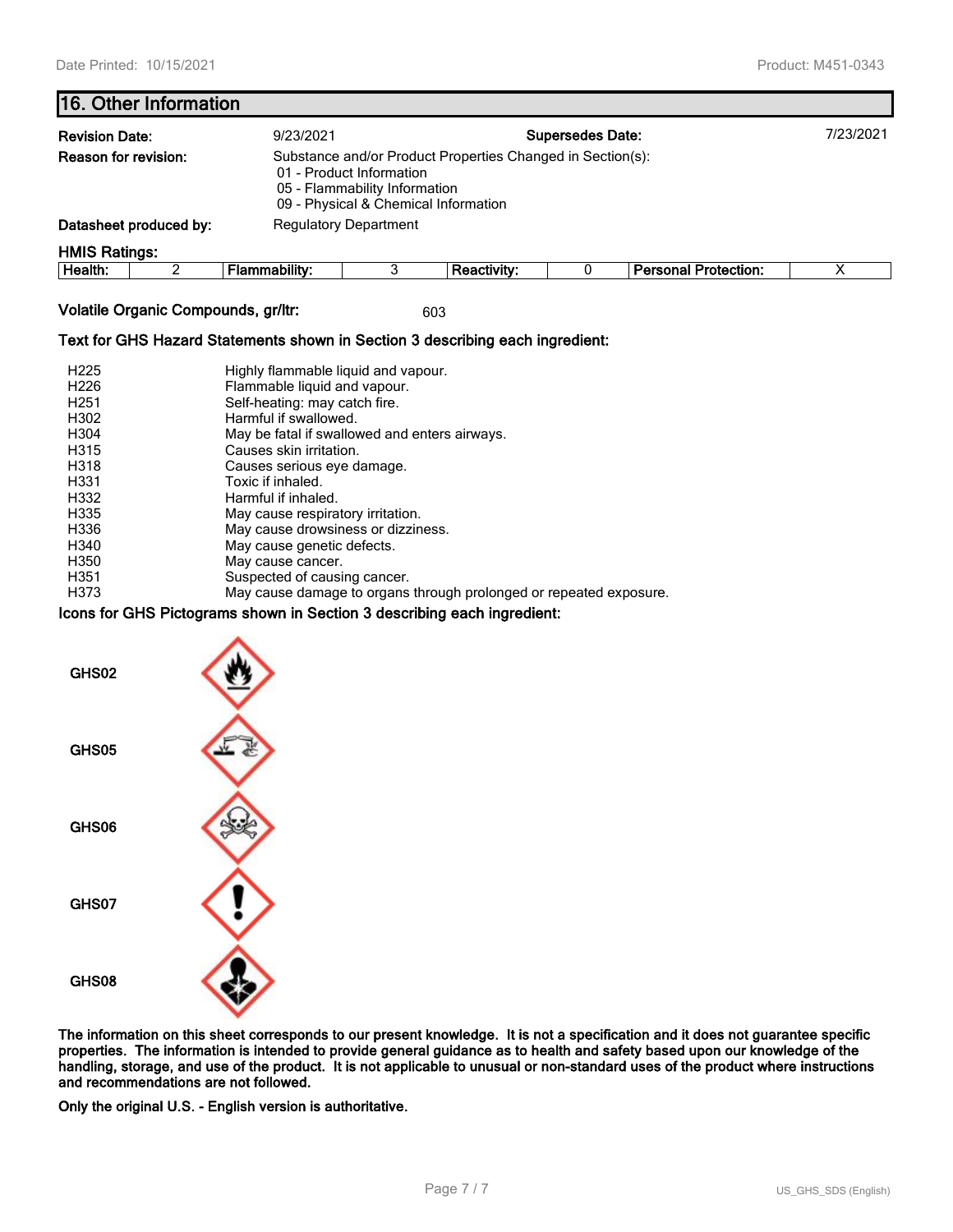## 16. Other Information

**Revision Date:** 9/23/2021 **Supersedes Date:** 7/23/2021

**Reason for revision:** Substance and/or Product Properties Changed in Section(s):
01 - Product Information
05 - Flammability Information
09 - Physical & Chemical Information

**Datasheet produced by:** Regulatory Department

**HMIS Ratings:**

| | | | | | | | |
|---|---|---|---|---|---|---|---|
| **Health:** | 2 | **Flammability:** | 3 | **Reactivity:** | 0 | **Personal Protection:** | X |

**Volatile Organic Compounds, gr/ltr:** 603

**Text for GHS Hazard Statements shown in Section 3 describing each ingredient:**

| | |
|---|---|
| H225 | Highly flammable liquid and vapour. |
| H226 | Flammable liquid and vapour. |
| H251 | Self-heating: may catch fire. |
| H302 | Harmful if swallowed. |
| H304 | May be fatal if swallowed and enters airways. |
| H315 | Causes skin irritation. |
| H318 | Causes serious eye damage. |
| H331 | Toxic if inhaled. |
| H332 | Harmful if inhaled. |
| H335 | May cause respiratory irritation. |
| H336 | May cause drowsiness or dizziness. |
| H340 | May cause genetic defects. |
| H350 | May cause cancer. |
| H351 | Suspected of causing cancer. |
| H373 | May cause damage to organs through prolonged or repeated exposure. |

**Icons for GHS Pictograms shown in Section 3 describing each ingredient:**

GHS02

GHS05

GHS06

GHS07

GHS08

**The information on this sheet corresponds to our present knowledge. It is not a specification and it does not guarantee specific properties. The information is intended to provide general guidance as to health and safety based upon our knowledge of the handling, storage, and use of the product. It is not applicable to unusual or non-standard uses of the product where instructions and recommendations are not followed.**

**Only the original U.S. - English version is authoritative.**